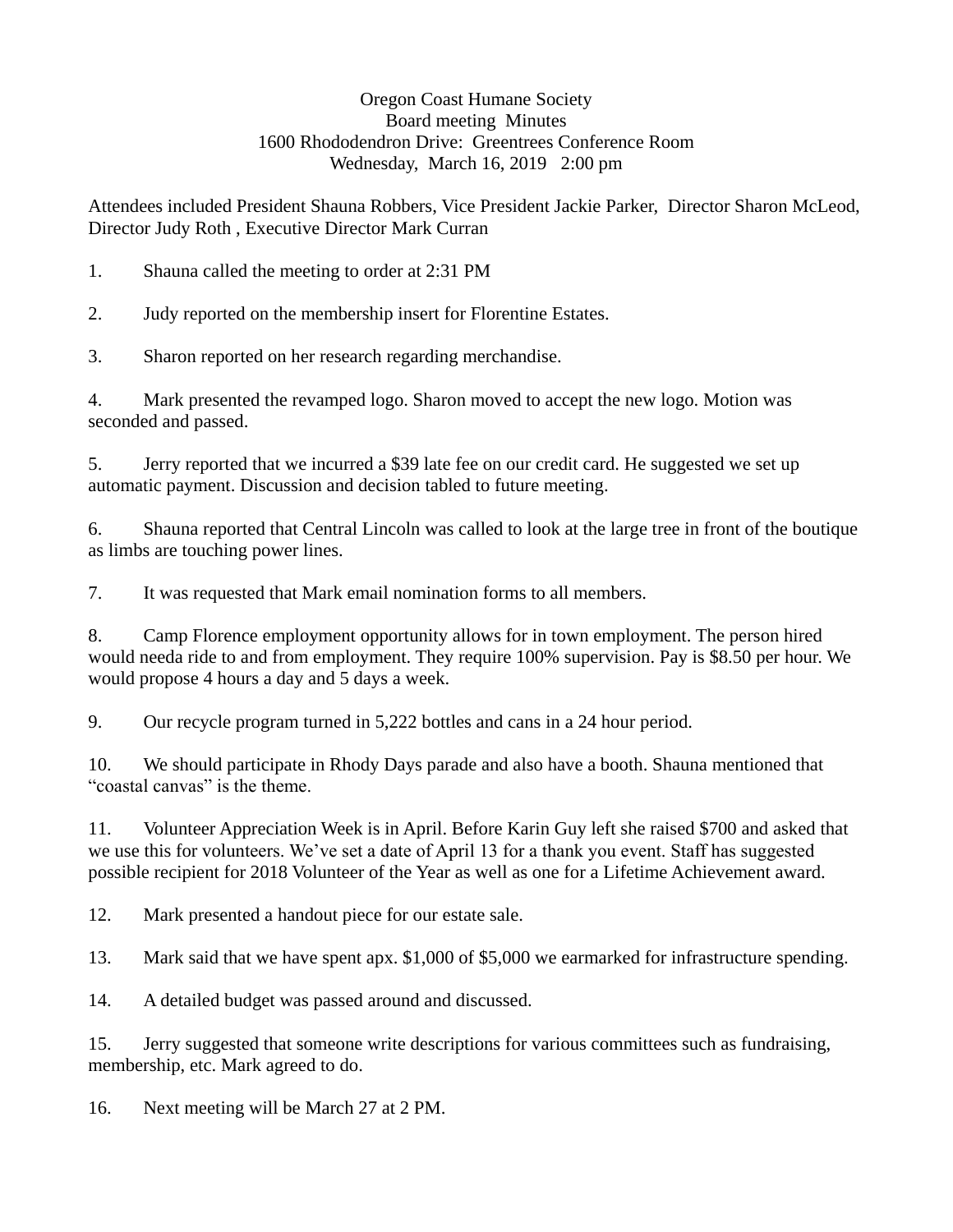Oregon Coast Humane Society
Board meeting Minutes
1600 Rhododendron Drive: Greentrees Conference Room
Wednesday, March 16, 2019 2:00 pm

Attendees included President Shauna Robbers, Vice President Jackie Parker, Director Sharon McLeod, Director Judy Roth , Executive Director Mark Curran

1. Shauna called the meeting to order at 2:31 PM

2. Judy reported on the membership insert for Florentine Estates.

3. Sharon reported on her research regarding merchandise.

4. Mark presented the revamped logo. Sharon moved to accept the new logo. Motion was seconded and passed.

5. Jerry reported that we incurred a $39 late fee on our credit card. He suggested we set up automatic payment. Discussion and decision tabled to future meeting.

6. Shauna reported that Central Lincoln was called to look at the large tree in front of the boutique as limbs are touching power lines.

7. It was requested that Mark email nomination forms to all members.

8. Camp Florence employment opportunity allows for in town employment. The person hired would needa ride to and from employment. They require 100% supervision. Pay is $8.50 per hour. We would propose 4 hours a day and 5 days a week.

9. Our recycle program turned in 5,222 bottles and cans in a 24 hour period.

10. We should participate in Rhody Days parade and also have a booth. Shauna mentioned that "coastal canvas" is the theme.

11. Volunteer Appreciation Week is in April. Before Karin Guy left she raised $700 and asked that we use this for volunteers. We've set a date of April 13 for a thank you event. Staff has suggested possible recipient for 2018 Volunteer of the Year as well as one for a Lifetime Achievement award.

12. Mark presented a handout piece for our estate sale.

13. Mark said that we have spent apx. $1,000 of $5,000 we earmarked for infrastructure spending.

14. A detailed budget was passed around and discussed.

15. Jerry suggested that someone write descriptions for various committees such as fundraising, membership, etc. Mark agreed to do.

16. Next meeting will be March 27 at 2 PM.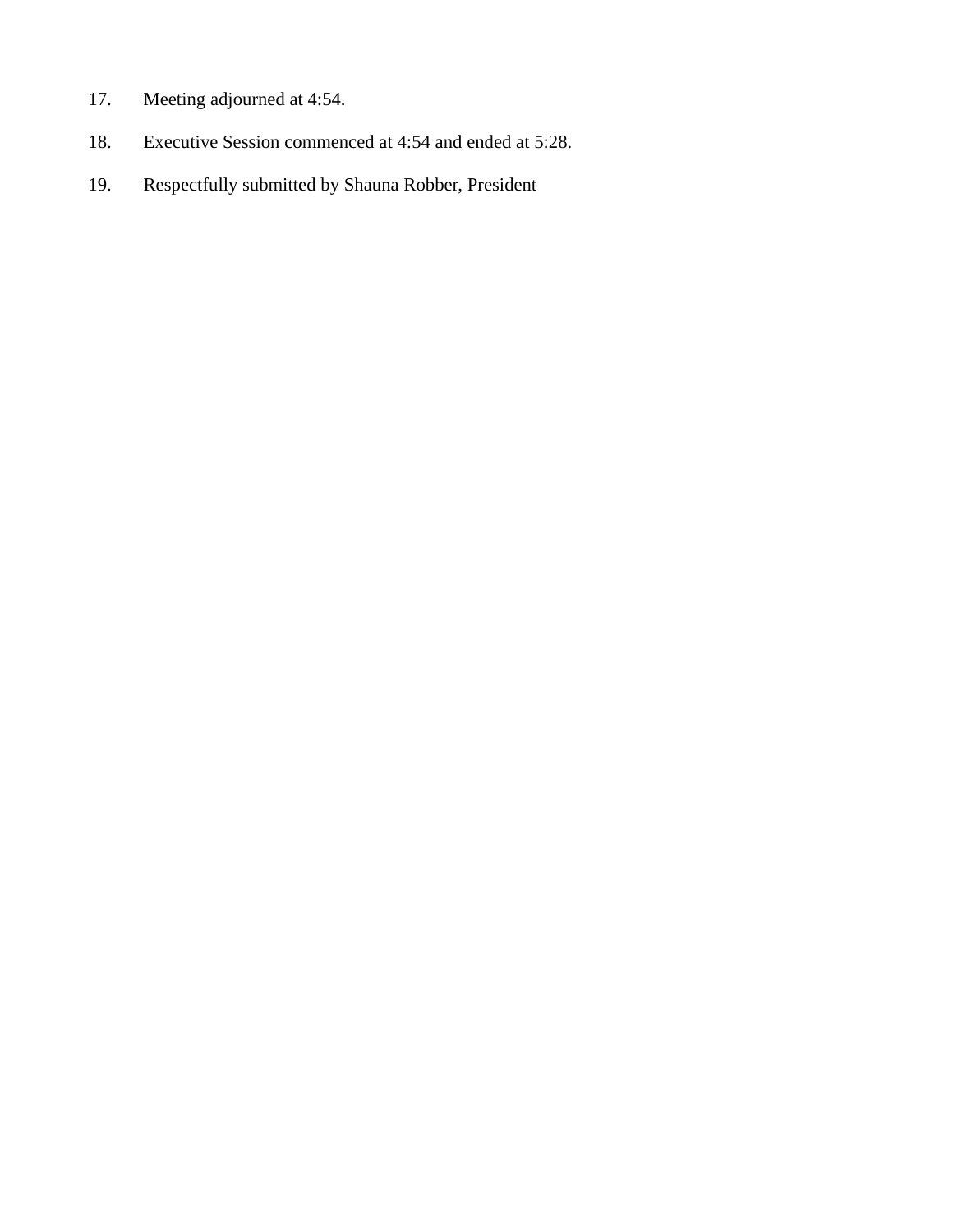17. Meeting adjourned at 4:54.

18. Executive Session commenced at 4:54 and ended at 5:28.

19. Respectfully submitted by Shauna Robber, President